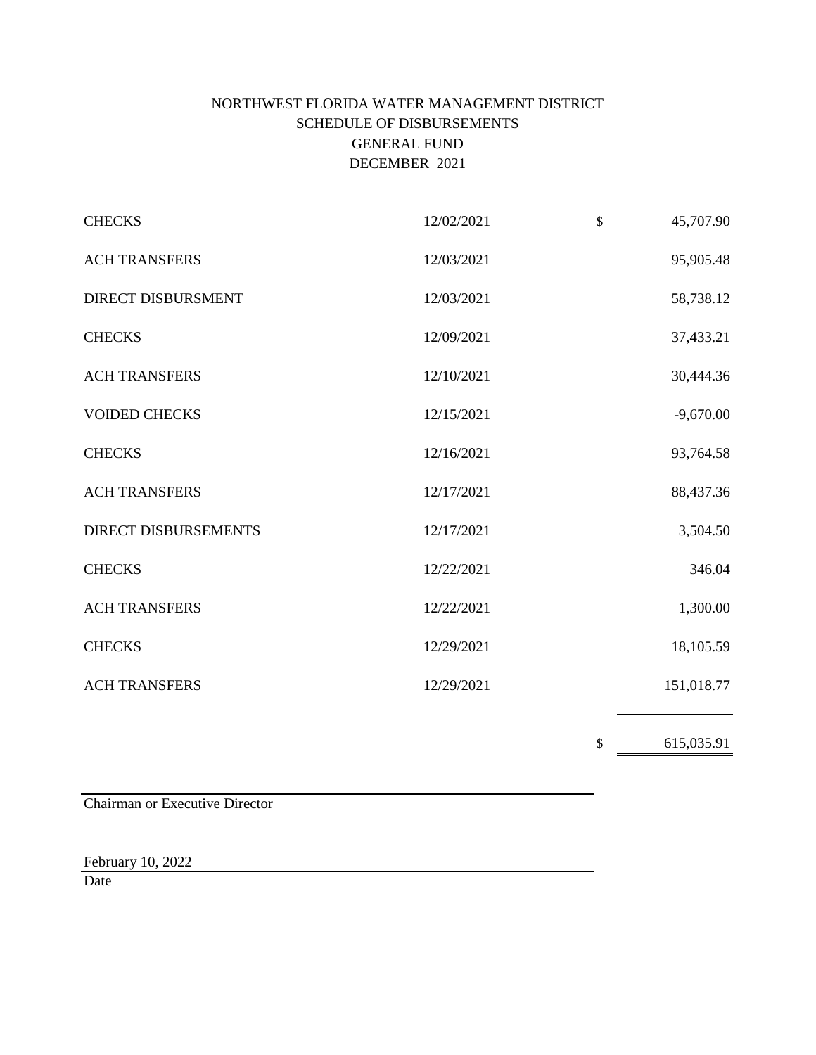# NORTHWEST FLORIDA WATER MANAGEMENT DISTRICT
## SCHEDULE OF DISBURSEMENTS
## GENERAL FUND
## DECEMBER 2021

| | | | |
|---|---|---|---|
| CHECKS | 12/02/2021 | $ | 45,707.90 |
| ACH TRANSFERS | 12/03/2021 | | 95,905.48 |
| DIRECT DISBURSMENT | 12/03/2021 | | 58,738.12 |
| CHECKS | 12/09/2021 | | 37,433.21 |
| ACH TRANSFERS | 12/10/2021 | | 30,444.36 |
| VOIDED CHECKS | 12/15/2021 | | -9,670.00 |
| CHECKS | 12/16/2021 | | 93,764.58 |
| ACH TRANSFERS | 12/17/2021 | | 88,437.36 |
| DIRECT DISBURSEMENTS | 12/17/2021 | | 3,504.50 |
| CHECKS | 12/22/2021 | | 346.04 |
| ACH TRANSFERS | 12/22/2021 | | 1,300.00 |
| CHECKS | 12/29/2021 | | 18,105.59 |
| ACH TRANSFERS | 12/29/2021 | | 151,018.77 |
| | | $ | 615,035.91 |

Chairman or Executive Director

February 10, 2022

Date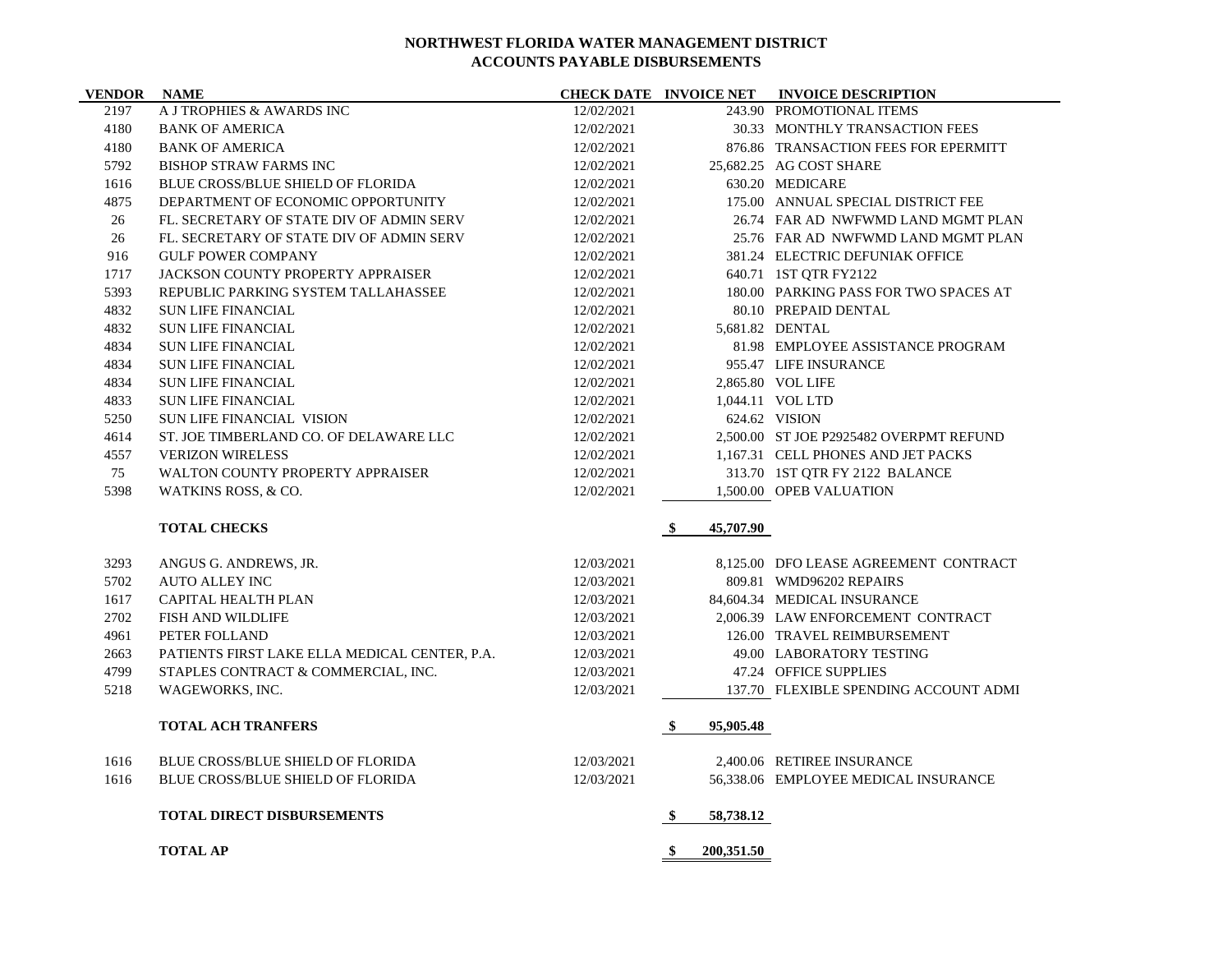**NORTHWEST FLORIDA WATER MANAGEMENT DISTRICT**
**ACCOUNTS PAYABLE DISBURSEMENTS**

| VENDOR | NAME | CHECK DATE | INVOICE NET | INVOICE DESCRIPTION |
|---|---|---|---|---|
| 2197 | A J TROPHIES & AWARDS INC | 12/02/2021 | 243.90 | PROMOTIONAL ITEMS |
| 4180 | BANK OF AMERICA | 12/02/2021 | 30.33 | MONTHLY TRANSACTION FEES |
| 4180 | BANK OF AMERICA | 12/02/2021 | 876.86 | TRANSACTION FEES FOR EPERMITT |
| 5792 | BISHOP STRAW FARMS INC | 12/02/2021 | 25,682.25 | AG COST SHARE |
| 1616 | BLUE CROSS/BLUE SHIELD OF FLORIDA | 12/02/2021 | 630.20 | MEDICARE |
| 4875 | DEPARTMENT OF ECONOMIC OPPORTUNITY | 12/02/2021 | 175.00 | ANNUAL SPECIAL DISTRICT FEE |
| 26 | FL. SECRETARY OF STATE DIV OF ADMIN SERV | 12/02/2021 | 26.74 | FAR AD NWFWMD LAND MGMT PLAN |
| 26 | FL. SECRETARY OF STATE DIV OF ADMIN SERV | 12/02/2021 | 25.76 | FAR AD NWFWMD LAND MGMT PLAN |
| 916 | GULF POWER COMPANY | 12/02/2021 | 381.24 | ELECTRIC DEFUNIAK OFFICE |
| 1717 | JACKSON COUNTY PROPERTY APPRAISER | 12/02/2021 | 640.71 | 1ST QTR FY2122 |
| 5393 | REPUBLIC PARKING SYSTEM TALLAHASSEE | 12/02/2021 | 180.00 | PARKING PASS FOR TWO SPACES AT |
| 4832 | SUN LIFE FINANCIAL | 12/02/2021 | 80.10 | PREPAID DENTAL |
| 4832 | SUN LIFE FINANCIAL | 12/02/2021 | 5,681.82 | DENTAL |
| 4834 | SUN LIFE FINANCIAL | 12/02/2021 | 81.98 | EMPLOYEE ASSISTANCE PROGRAM |
| 4834 | SUN LIFE FINANCIAL | 12/02/2021 | 955.47 | LIFE INSURANCE |
| 4834 | SUN LIFE FINANCIAL | 12/02/2021 | 2,865.80 | VOL LIFE |
| 4833 | SUN LIFE FINANCIAL | 12/02/2021 | 1,044.11 | VOL LTD |
| 5250 | SUN LIFE FINANCIAL VISION | 12/02/2021 | 624.62 | VISION |
| 4614 | ST. JOE TIMBERLAND CO. OF DELAWARE LLC | 12/02/2021 | 2,500.00 | ST JOE P2925482 OVERPMT REFUND |
| 4557 | VERIZON WIRELESS | 12/02/2021 | 1,167.31 | CELL PHONES AND JET PACKS |
| 75 | WALTON COUNTY PROPERTY APPRAISER | 12/02/2021 | 313.70 | 1ST QTR FY 2122 BALANCE |
| 5398 | WATKINS ROSS, & CO. | 12/02/2021 | 1,500.00 | OPEB VALUATION |
| | **TOTAL CHECKS** | | **$ 45,707.90** | |
| 3293 | ANGUS G. ANDREWS, JR. | 12/03/2021 | 8,125.00 | DFO LEASE AGREEMENT CONTRACT |
| 5702 | AUTO ALLEY INC | 12/03/2021 | 809.81 | WMD96202 REPAIRS |
| 1617 | CAPITAL HEALTH PLAN | 12/03/2021 | 84,604.34 | MEDICAL INSURANCE |
| 2702 | FISH AND WILDLIFE | 12/03/2021 | 2,006.39 | LAW ENFORCEMENT CONTRACT |
| 4961 | PETER FOLLAND | 12/03/2021 | 126.00 | TRAVEL REIMBURSEMENT |
| 2663 | PATIENTS FIRST LAKE ELLA MEDICAL CENTER, P.A. | 12/03/2021 | 49.00 | LABORATORY TESTING |
| 4799 | STAPLES CONTRACT & COMMERCIAL, INC. | 12/03/2021 | 47.24 | OFFICE SUPPLIES |
| 5218 | WAGEWORKS, INC. | 12/03/2021 | 137.70 | FLEXIBLE SPENDING ACCOUNT ADMI |
| | **TOTAL ACH TRANFERS** | | **$ 95,905.48** | |
| 1616 | BLUE CROSS/BLUE SHIELD OF FLORIDA | 12/03/2021 | 2,400.06 | RETIREE INSURANCE |
| 1616 | BLUE CROSS/BLUE SHIELD OF FLORIDA | 12/03/2021 | 56,338.06 | EMPLOYEE MEDICAL INSURANCE |
| | **TOTAL DIRECT DISBURSEMENTS** | | **$ 58,738.12** | |
| | **TOTAL AP** | | **$ 200,351.50** | |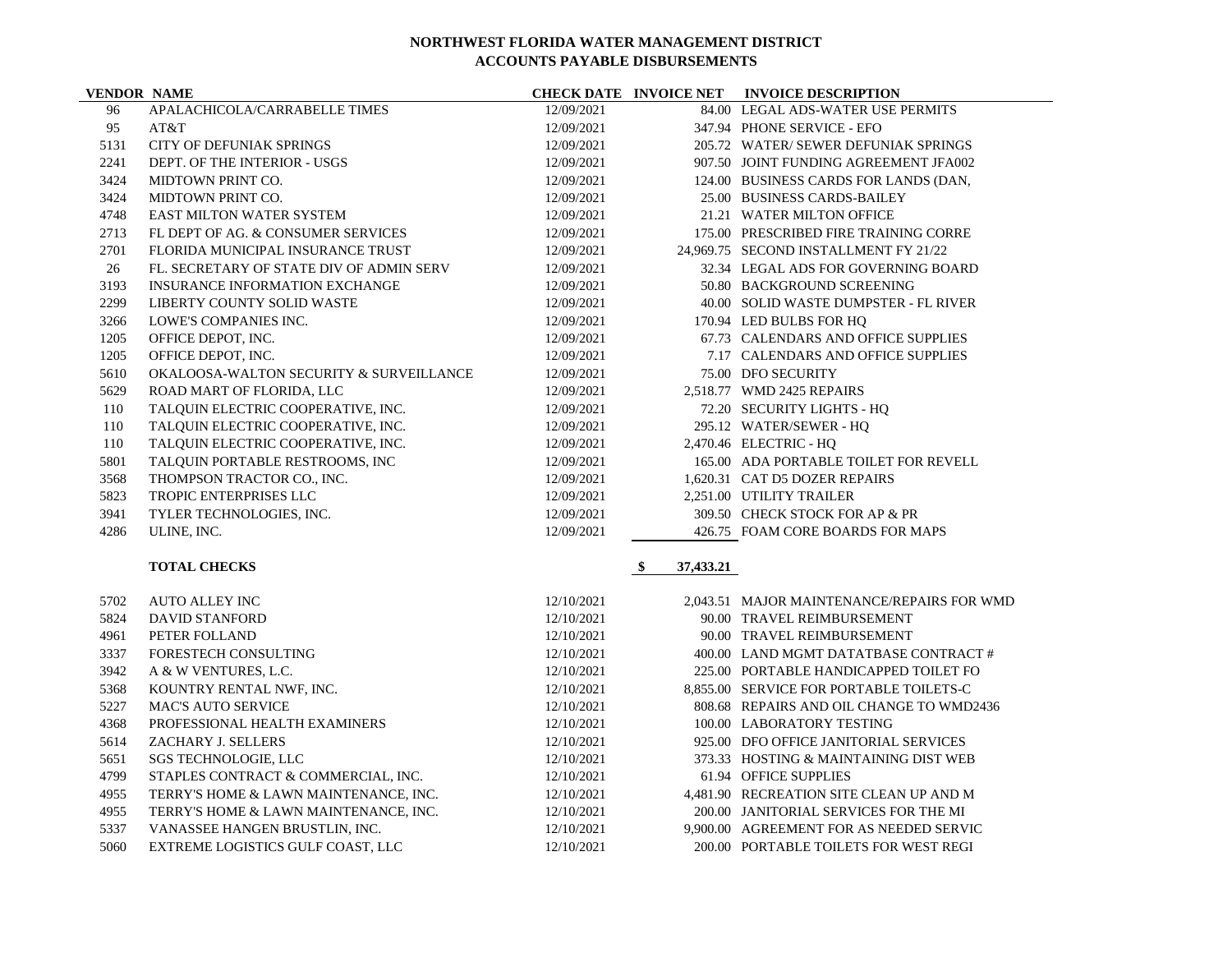# NORTHWEST FLORIDA WATER MANAGEMENT DISTRICT
## ACCOUNTS PAYABLE DISBURSEMENTS

| VENDOR | NAME | CHECK DATE | INVOICE NET | INVOICE DESCRIPTION |
|---|---|---|---|---|
| 96 | APALACHICOLA/CARRABELLE TIMES | 12/09/2021 | 84.00 | LEGAL ADS-WATER USE PERMITS |
| 95 | AT&T | 12/09/2021 | 347.94 | PHONE SERVICE - EFO |
| 5131 | CITY OF DEFUNIAK SPRINGS | 12/09/2021 | 205.72 | WATER/ SEWER DEFUNIAK SPRINGS |
| 2241 | DEPT. OF THE INTERIOR - USGS | 12/09/2021 | 907.50 | JOINT FUNDING AGREEMENT JFA002 |
| 3424 | MIDTOWN PRINT CO. | 12/09/2021 | 124.00 | BUSINESS CARDS FOR LANDS (DAN, |
| 3424 | MIDTOWN PRINT CO. | 12/09/2021 | 25.00 | BUSINESS CARDS-BAILEY |
| 4748 | EAST MILTON WATER SYSTEM | 12/09/2021 | 21.21 | WATER MILTON OFFICE |
| 2713 | FL DEPT OF AG. & CONSUMER SERVICES | 12/09/2021 | 175.00 | PRESCRIBED FIRE TRAINING CORRE |
| 2701 | FLORIDA MUNICIPAL INSURANCE TRUST | 12/09/2021 | 24,969.75 | SECOND INSTALLMENT FY 21/22 |
| 26 | FL. SECRETARY OF STATE DIV OF ADMIN SERV | 12/09/2021 | 32.34 | LEGAL ADS FOR GOVERNING BOARD |
| 3193 | INSURANCE INFORMATION EXCHANGE | 12/09/2021 | 50.80 | BACKGROUND SCREENING |
| 2299 | LIBERTY COUNTY SOLID WASTE | 12/09/2021 | 40.00 | SOLID WASTE DUMPSTER - FL RIVER |
| 3266 | LOWE'S COMPANIES INC. | 12/09/2021 | 170.94 | LED BULBS FOR HQ |
| 1205 | OFFICE DEPOT, INC. | 12/09/2021 | 67.73 | CALENDARS AND OFFICE SUPPLIES |
| 1205 | OFFICE DEPOT, INC. | 12/09/2021 | 7.17 | CALENDARS AND OFFICE SUPPLIES |
| 5610 | OKALOOSA-WALTON SECURITY & SURVEILLANCE | 12/09/2021 | 75.00 | DFO SECURITY |
| 5629 | ROAD MART OF FLORIDA, LLC | 12/09/2021 | 2,518.77 | WMD 2425 REPAIRS |
| 110 | TALQUIN ELECTRIC COOPERATIVE, INC. | 12/09/2021 | 72.20 | SECURITY LIGHTS - HQ |
| 110 | TALQUIN ELECTRIC COOPERATIVE, INC. | 12/09/2021 | 295.12 | WATER/SEWER - HQ |
| 110 | TALQUIN ELECTRIC COOPERATIVE, INC. | 12/09/2021 | 2,470.46 | ELECTRIC - HQ |
| 5801 | TALQUIN PORTABLE RESTROOMS, INC | 12/09/2021 | 165.00 | ADA PORTABLE TOILET FOR REVELL |
| 3568 | THOMPSON TRACTOR CO., INC. | 12/09/2021 | 1,620.31 | CAT D5 DOZER REPAIRS |
| 5823 | TROPIC ENTERPRISES LLC | 12/09/2021 | 2,251.00 | UTILITY TRAILER |
| 3941 | TYLER TECHNOLOGIES, INC. | 12/09/2021 | 309.50 | CHECK STOCK FOR AP & PR |
| 4286 | ULINE, INC. | 12/09/2021 | 426.75 | FOAM CORE BOARDS FOR MAPS |
| | **TOTAL CHECKS** | | **$ 37,433.21** | |
| 5702 | AUTO ALLEY INC | 12/10/2021 | 2,043.51 | MAJOR MAINTENANCE/REPAIRS FOR WMD |
| 5824 | DAVID STANFORD | 12/10/2021 | 90.00 | TRAVEL REIMBURSEMENT |
| 4961 | PETER FOLLAND | 12/10/2021 | 90.00 | TRAVEL REIMBURSEMENT |
| 3337 | FORESTECH CONSULTING | 12/10/2021 | 400.00 | LAND MGMT DATATBASE CONTRACT # |
| 3942 | A & W VENTURES, L.C. | 12/10/2021 | 225.00 | PORTABLE HANDICAPPED TOILET FO |
| 5368 | KOUNTRY RENTAL NWF, INC. | 12/10/2021 | 8,855.00 | SERVICE FOR PORTABLE TOILETS-C |
| 5227 | MAC'S AUTO SERVICE | 12/10/2021 | 808.68 | REPAIRS AND OIL CHANGE TO WMD2436 |
| 4368 | PROFESSIONAL HEALTH EXAMINERS | 12/10/2021 | 100.00 | LABORATORY TESTING |
| 5614 | ZACHARY J. SELLERS | 12/10/2021 | 925.00 | DFO OFFICE JANITORIAL SERVICES |
| 5651 | SGS TECHNOLOGIE, LLC | 12/10/2021 | 373.33 | HOSTING & MAINTAINING DIST WEB |
| 4799 | STAPLES CONTRACT & COMMERCIAL, INC. | 12/10/2021 | 61.94 | OFFICE SUPPLIES |
| 4955 | TERRY'S HOME & LAWN MAINTENANCE, INC. | 12/10/2021 | 4,481.90 | RECREATION SITE CLEAN UP AND M |
| 4955 | TERRY'S HOME & LAWN MAINTENANCE, INC. | 12/10/2021 | 200.00 | JANITORIAL SERVICES FOR THE MI |
| 5337 | VANASSEE HANGEN BRUSTLIN, INC. | 12/10/2021 | 9,900.00 | AGREEMENT FOR AS NEEDED SERVIC |
| 5060 | EXTREME LOGISTICS GULF COAST, LLC | 12/10/2021 | 200.00 | PORTABLE TOILETS FOR WEST REGI |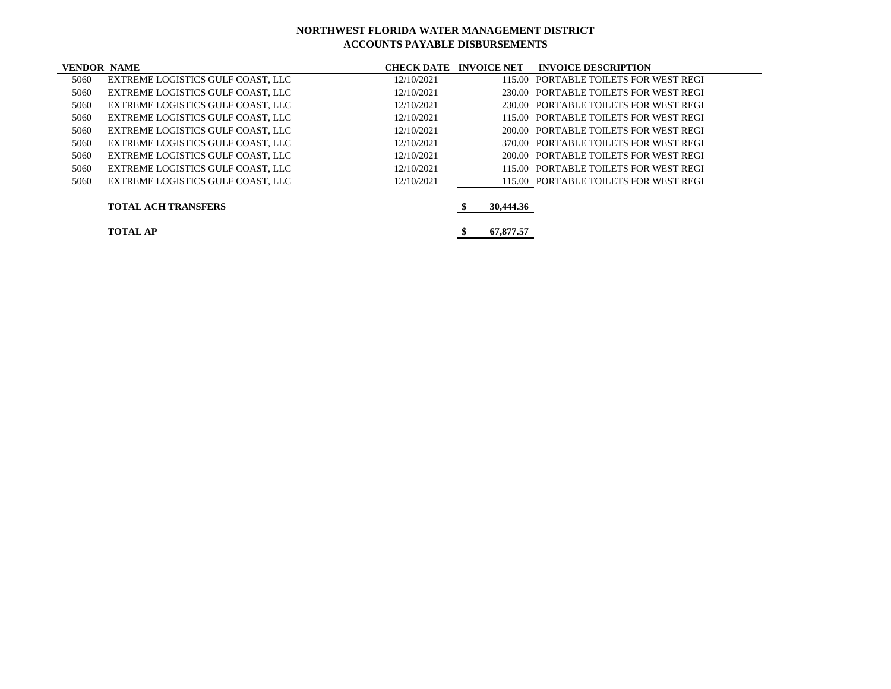**NORTHWEST FLORIDA WATER MANAGEMENT DISTRICT**
**ACCOUNTS PAYABLE DISBURSEMENTS**

| VENDOR | NAME | CHECK DATE | INVOICE NET | INVOICE DESCRIPTION |
|---|---|---|---|---|
| 5060 | EXTREME LOGISTICS GULF COAST, LLC | 12/10/2021 | 115.00 | PORTABLE TOILETS FOR WEST REGI |
| 5060 | EXTREME LOGISTICS GULF COAST, LLC | 12/10/2021 | 230.00 | PORTABLE TOILETS FOR WEST REGI |
| 5060 | EXTREME LOGISTICS GULF COAST, LLC | 12/10/2021 | 230.00 | PORTABLE TOILETS FOR WEST REGI |
| 5060 | EXTREME LOGISTICS GULF COAST, LLC | 12/10/2021 | 115.00 | PORTABLE TOILETS FOR WEST REGI |
| 5060 | EXTREME LOGISTICS GULF COAST, LLC | 12/10/2021 | 200.00 | PORTABLE TOILETS FOR WEST REGI |
| 5060 | EXTREME LOGISTICS GULF COAST, LLC | 12/10/2021 | 370.00 | PORTABLE TOILETS FOR WEST REGI |
| 5060 | EXTREME LOGISTICS GULF COAST, LLC | 12/10/2021 | 200.00 | PORTABLE TOILETS FOR WEST REGI |
| 5060 | EXTREME LOGISTICS GULF COAST, LLC | 12/10/2021 | 115.00 | PORTABLE TOILETS FOR WEST REGI |
| 5060 | EXTREME LOGISTICS GULF COAST, LLC | 12/10/2021 | 115.00 | PORTABLE TOILETS FOR WEST REGI |
| | **TOTAL ACH TRANSFERS** | | **$ 30,444.36** | |
| | **TOTAL AP** | | **$ 67,877.57** | |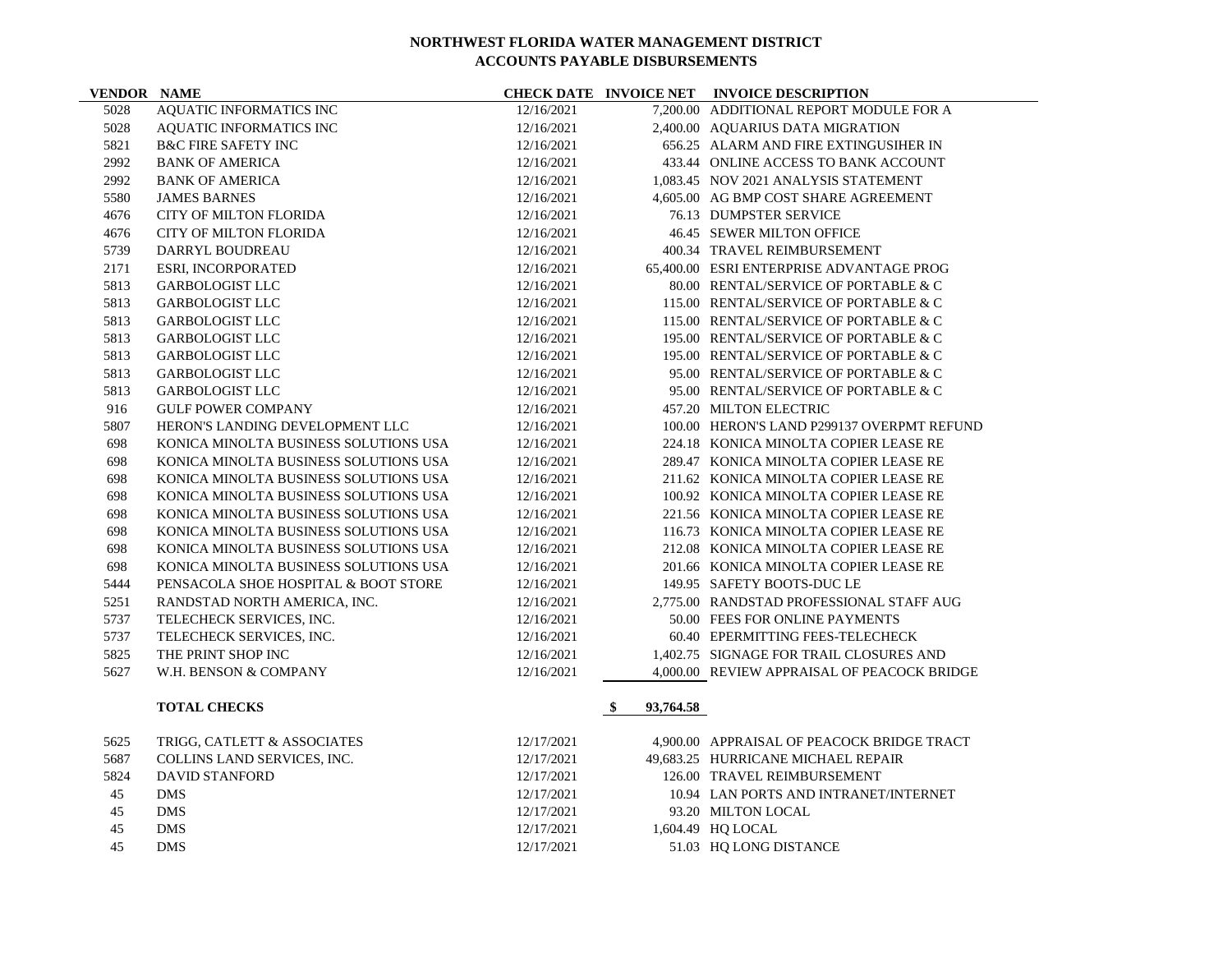# NORTHWEST FLORIDA WATER MANAGEMENT DISTRICT
## ACCOUNTS PAYABLE DISBURSEMENTS

| VENDOR | NAME | CHECK DATE | INVOICE NET | INVOICE DESCRIPTION |
|---|---|---|---|---|
| 5028 | AQUATIC INFORMATICS INC | 12/16/2021 | 7,200.00 | ADDITIONAL REPORT MODULE FOR A |
| 5028 | AQUATIC INFORMATICS INC | 12/16/2021 | 2,400.00 | AQUARIUS DATA MIGRATION |
| 5821 | B&C FIRE SAFETY INC | 12/16/2021 | 656.25 | ALARM AND FIRE EXTINGUSIHER IN |
| 2992 | BANK OF AMERICA | 12/16/2021 | 433.44 | ONLINE ACCESS TO BANK ACCOUNT |
| 2992 | BANK OF AMERICA | 12/16/2021 | 1,083.45 | NOV 2021 ANALYSIS STATEMENT |
| 5580 | JAMES BARNES | 12/16/2021 | 4,605.00 | AG BMP COST SHARE AGREEMENT |
| 4676 | CITY OF MILTON FLORIDA | 12/16/2021 | 76.13 | DUMPSTER SERVICE |
| 4676 | CITY OF MILTON FLORIDA | 12/16/2021 | 46.45 | SEWER MILTON OFFICE |
| 5739 | DARRYL BOUDREAU | 12/16/2021 | 400.34 | TRAVEL REIMBURSEMENT |
| 2171 | ESRI, INCORPORATED | 12/16/2021 | 65,400.00 | ESRI ENTERPRISE ADVANTAGE PROG |
| 5813 | GARBOLOGIST LLC | 12/16/2021 | 80.00 | RENTAL/SERVICE OF PORTABLE & C |
| 5813 | GARBOLOGIST LLC | 12/16/2021 | 115.00 | RENTAL/SERVICE OF PORTABLE & C |
| 5813 | GARBOLOGIST LLC | 12/16/2021 | 115.00 | RENTAL/SERVICE OF PORTABLE & C |
| 5813 | GARBOLOGIST LLC | 12/16/2021 | 195.00 | RENTAL/SERVICE OF PORTABLE & C |
| 5813 | GARBOLOGIST LLC | 12/16/2021 | 195.00 | RENTAL/SERVICE OF PORTABLE & C |
| 5813 | GARBOLOGIST LLC | 12/16/2021 | 95.00 | RENTAL/SERVICE OF PORTABLE & C |
| 5813 | GARBOLOGIST LLC | 12/16/2021 | 95.00 | RENTAL/SERVICE OF PORTABLE & C |
| 916 | GULF POWER COMPANY | 12/16/2021 | 457.20 | MILTON ELECTRIC |
| 5807 | HERON'S LANDING DEVELOPMENT LLC | 12/16/2021 | 100.00 | HERON'S LAND P299137 OVERPMT REFUND |
| 698 | KONICA MINOLTA BUSINESS SOLUTIONS USA | 12/16/2021 | 224.18 | KONICA MINOLTA COPIER LEASE RE |
| 698 | KONICA MINOLTA BUSINESS SOLUTIONS USA | 12/16/2021 | 289.47 | KONICA MINOLTA COPIER LEASE RE |
| 698 | KONICA MINOLTA BUSINESS SOLUTIONS USA | 12/16/2021 | 211.62 | KONICA MINOLTA COPIER LEASE RE |
| 698 | KONICA MINOLTA BUSINESS SOLUTIONS USA | 12/16/2021 | 100.92 | KONICA MINOLTA COPIER LEASE RE |
| 698 | KONICA MINOLTA BUSINESS SOLUTIONS USA | 12/16/2021 | 221.56 | KONICA MINOLTA COPIER LEASE RE |
| 698 | KONICA MINOLTA BUSINESS SOLUTIONS USA | 12/16/2021 | 116.73 | KONICA MINOLTA COPIER LEASE RE |
| 698 | KONICA MINOLTA BUSINESS SOLUTIONS USA | 12/16/2021 | 212.08 | KONICA MINOLTA COPIER LEASE RE |
| 698 | KONICA MINOLTA BUSINESS SOLUTIONS USA | 12/16/2021 | 201.66 | KONICA MINOLTA COPIER LEASE RE |
| 5444 | PENSACOLA SHOE HOSPITAL & BOOT STORE | 12/16/2021 | 149.95 | SAFETY BOOTS-DUC LE |
| 5251 | RANDSTAD NORTH AMERICA, INC. | 12/16/2021 | 2,775.00 | RANDSTAD PROFESSIONAL STAFF AUG |
| 5737 | TELECHECK SERVICES, INC. | 12/16/2021 | 50.00 | FEES FOR ONLINE PAYMENTS |
| 5737 | TELECHECK SERVICES, INC. | 12/16/2021 | 60.40 | EPERMITTING FEES-TELECHECK |
| 5825 | THE PRINT SHOP INC | 12/16/2021 | 1,402.75 | SIGNAGE FOR TRAIL CLOSURES AND |
| 5627 | W.H. BENSON & COMPANY | 12/16/2021 | 4,000.00 | REVIEW APPRAISAL OF PEACOCK BRIDGE |
| | **TOTAL CHECKS** | | **$ 93,764.58** | |
| 5625 | TRIGG, CATLETT & ASSOCIATES | 12/17/2021 | 4,900.00 | APPRAISAL OF PEACOCK BRIDGE TRACT |
| 5687 | COLLINS LAND SERVICES, INC. | 12/17/2021 | 49,683.25 | HURRICANE MICHAEL REPAIR |
| 5824 | DAVID STANFORD | 12/17/2021 | 126.00 | TRAVEL REIMBURSEMENT |
| 45 | DMS | 12/17/2021 | 10.94 | LAN PORTS AND INTRANET/INTERNET |
| 45 | DMS | 12/17/2021 | 93.20 | MILTON LOCAL |
| 45 | DMS | 12/17/2021 | 1,604.49 | HQ LOCAL |
| 45 | DMS | 12/17/2021 | 51.03 | HQ LONG DISTANCE |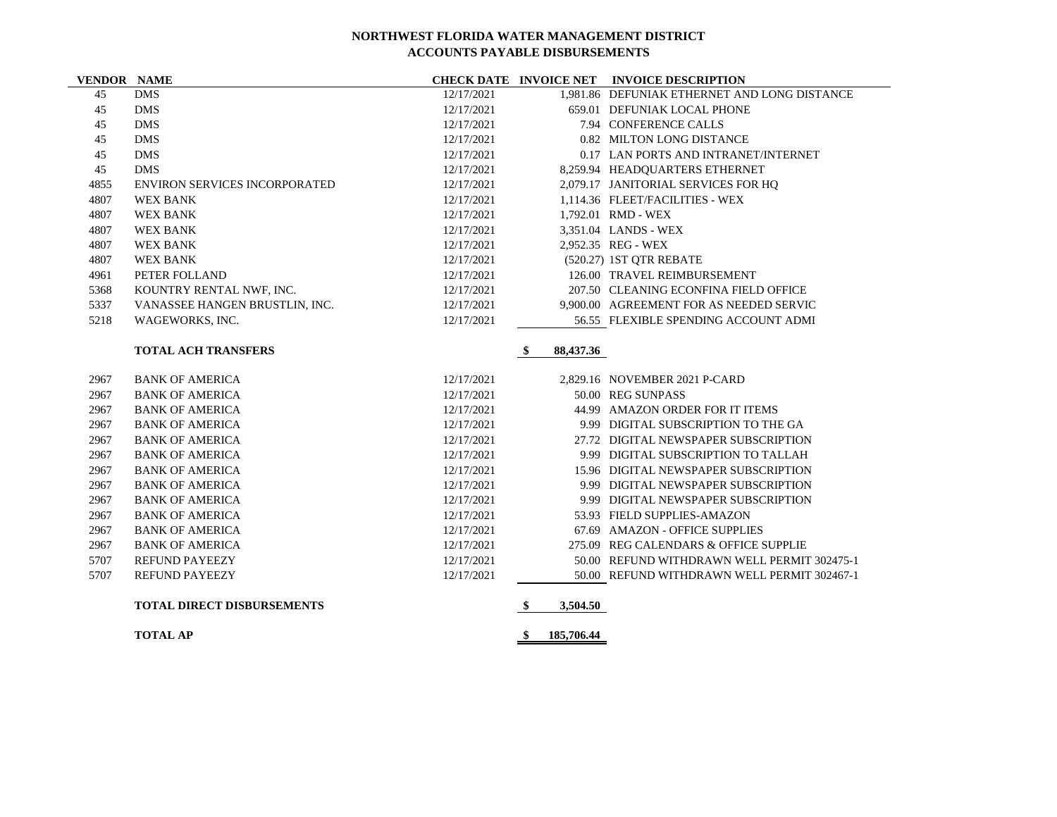**NORTHWEST FLORIDA WATER MANAGEMENT DISTRICT**
**ACCOUNTS PAYABLE DISBURSEMENTS**

| VENDOR | NAME | CHECK DATE | INVOICE NET | INVOICE DESCRIPTION |
|---|---|---|---|---|
| 45 | DMS | 12/17/2021 | 1,981.86 | DEFUNIAK ETHERNET AND LONG DISTANCE |
| 45 | DMS | 12/17/2021 | 659.01 | DEFUNIAK LOCAL PHONE |
| 45 | DMS | 12/17/2021 | 7.94 | CONFERENCE CALLS |
| 45 | DMS | 12/17/2021 | 0.82 | MILTON LONG DISTANCE |
| 45 | DMS | 12/17/2021 | 0.17 | LAN PORTS AND INTRANET/INTERNET |
| 45 | DMS | 12/17/2021 | 8,259.94 | HEADQUARTERS ETHERNET |
| 4855 | ENVIRON SERVICES INCORPORATED | 12/17/2021 | 2,079.17 | JANITORIAL SERVICES FOR HQ |
| 4807 | WEX BANK | 12/17/2021 | 1,114.36 | FLEET/FACILITIES - WEX |
| 4807 | WEX BANK | 12/17/2021 | 1,792.01 | RMD - WEX |
| 4807 | WEX BANK | 12/17/2021 | 3,351.04 | LANDS - WEX |
| 4807 | WEX BANK | 12/17/2021 | 2,952.35 | REG - WEX |
| 4807 | WEX BANK | 12/17/2021 | (520.27) | 1ST QTR REBATE |
| 4961 | PETER FOLLAND | 12/17/2021 | 126.00 | TRAVEL REIMBURSEMENT |
| 5368 | KOUNTRY RENTAL NWF, INC. | 12/17/2021 | 207.50 | CLEANING ECONFINA FIELD OFFICE |
| 5337 | VANASSEE HANGEN BRUSTLIN, INC. | 12/17/2021 | 9,900.00 | AGREEMENT FOR AS NEEDED SERVIC |
| 5218 | WAGEWORKS, INC. | 12/17/2021 | 56.55 | FLEXIBLE SPENDING ACCOUNT ADMI |
| | **TOTAL ACH TRANSFERS** | | **$ 88,437.36** | |
| 2967 | BANK OF AMERICA | 12/17/2021 | 2,829.16 | NOVEMBER 2021 P-CARD |
| 2967 | BANK OF AMERICA | 12/17/2021 | 50.00 | REG SUNPASS |
| 2967 | BANK OF AMERICA | 12/17/2021 | 44.99 | AMAZON ORDER FOR IT ITEMS |
| 2967 | BANK OF AMERICA | 12/17/2021 | 9.99 | DIGITAL SUBSCRIPTION TO THE GA |
| 2967 | BANK OF AMERICA | 12/17/2021 | 27.72 | DIGITAL NEWSPAPER SUBSCRIPTION |
| 2967 | BANK OF AMERICA | 12/17/2021 | 9.99 | DIGITAL SUBSCRIPTION TO TALLAH |
| 2967 | BANK OF AMERICA | 12/17/2021 | 15.96 | DIGITAL NEWSPAPER SUBSCRIPTION |
| 2967 | BANK OF AMERICA | 12/17/2021 | 9.99 | DIGITAL NEWSPAPER SUBSCRIPTION |
| 2967 | BANK OF AMERICA | 12/17/2021 | 9.99 | DIGITAL NEWSPAPER SUBSCRIPTION |
| 2967 | BANK OF AMERICA | 12/17/2021 | 53.93 | FIELD SUPPLIES-AMAZON |
| 2967 | BANK OF AMERICA | 12/17/2021 | 67.69 | AMAZON - OFFICE SUPPLIES |
| 2967 | BANK OF AMERICA | 12/17/2021 | 275.09 | REG CALENDARS & OFFICE SUPPLIE |
| 5707 | REFUND PAYEEZY | 12/17/2021 | 50.00 | REFUND WITHDRAWN WELL PERMIT 302475-1 |
| 5707 | REFUND PAYEEZY | 12/17/2021 | 50.00 | REFUND WITHDRAWN WELL PERMIT 302467-1 |
| | **TOTAL DIRECT DISBURSEMENTS** | | **$ 3,504.50** | |
| | **TOTAL AP** | | **$ 185,706.44** | |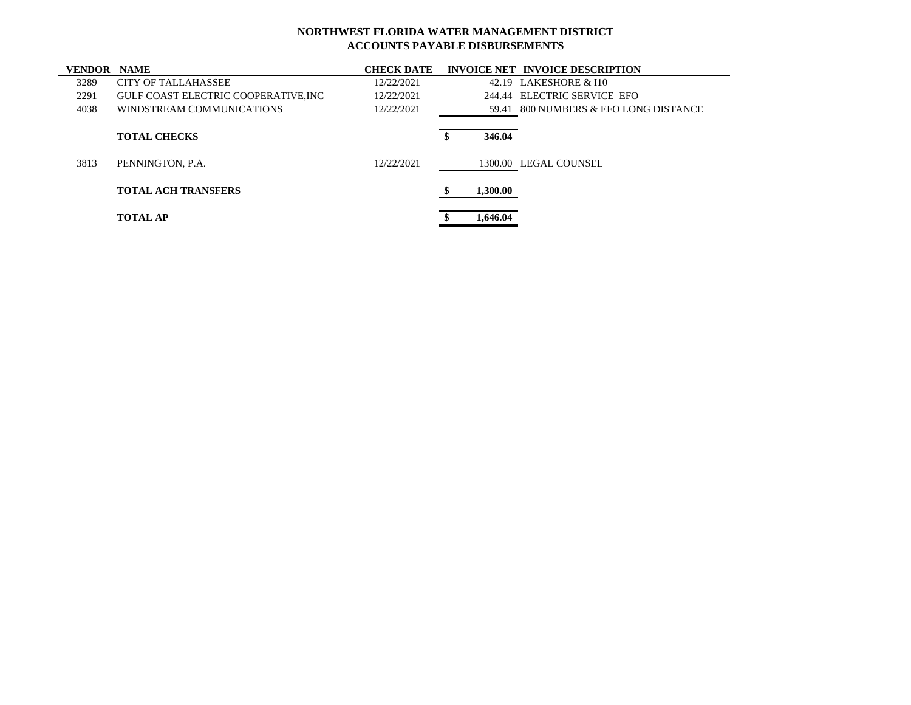# NORTHWEST FLORIDA WATER MANAGEMENT DISTRICT
## ACCOUNTS PAYABLE DISBURSEMENTS

| VENDOR | NAME | CHECK DATE | INVOICE NET | INVOICE DESCRIPTION |
|---|---|---|---|---|
| 3289 | CITY OF TALLAHASSEE | 12/22/2021 | 42.19 | LAKESHORE & I10 |
| 2291 | GULF COAST ELECTRIC COOPERATIVE,INC | 12/22/2021 | 244.44 | ELECTRIC SERVICE EFO |
| 4038 | WINDSTREAM COMMUNICATIONS | 12/22/2021 | 59.41 | 800 NUMBERS & EFO LONG DISTANCE |
| | **TOTAL CHECKS** | | **$ 346.04** | |
| 3813 | PENNINGTON, P.A. | 12/22/2021 | 1300.00 | LEGAL COUNSEL |
| | **TOTAL ACH TRANSFERS** | | **$ 1,300.00** | |
| | **TOTAL AP** | | **$ 1,646.04** | |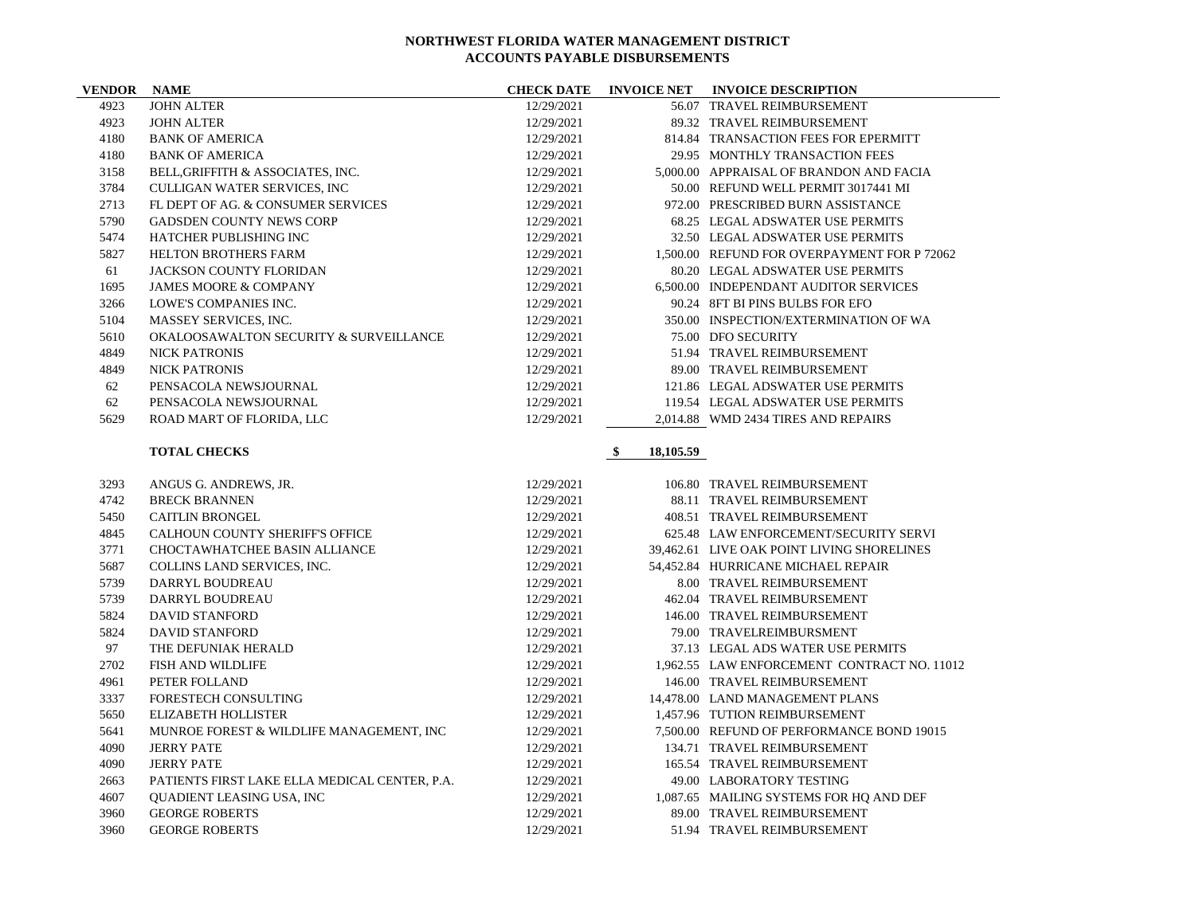**NORTHWEST FLORIDA WATER MANAGEMENT DISTRICT**
**ACCOUNTS PAYABLE DISBURSEMENTS**

| VENDOR | NAME | CHECK DATE | INVOICE NET | INVOICE DESCRIPTION |
|---|---|---|---|---|
| 4923 | JOHN ALTER | 12/29/2021 | 56.07 | TRAVEL REIMBURSEMENT |
| 4923 | JOHN ALTER | 12/29/2021 | 89.32 | TRAVEL REIMBURSEMENT |
| 4180 | BANK OF AMERICA | 12/29/2021 | 814.84 | TRANSACTION FEES FOR EPERMITT |
| 4180 | BANK OF AMERICA | 12/29/2021 | 29.95 | MONTHLY TRANSACTION FEES |
| 3158 | BELL,GRIFFITH & ASSOCIATES, INC. | 12/29/2021 | 5,000.00 | APPRAISAL OF BRANDON AND FACIA |
| 3784 | CULLIGAN WATER SERVICES, INC | 12/29/2021 | 50.00 | REFUND WELL PERMIT 3017441 MI |
| 2713 | FL DEPT OF AG. & CONSUMER SERVICES | 12/29/2021 | 972.00 | PRESCRIBED BURN ASSISTANCE |
| 5790 | GADSDEN COUNTY NEWS CORP | 12/29/2021 | 68.25 | LEGAL ADSWATER USE PERMITS |
| 5474 | HATCHER PUBLISHING INC | 12/29/2021 | 32.50 | LEGAL ADSWATER USE PERMITS |
| 5827 | HELTON BROTHERS FARM | 12/29/2021 | 1,500.00 | REFUND FOR OVERPAYMENT FOR P 72062 |
| 61 | JACKSON COUNTY FLORIDAN | 12/29/2021 | 80.20 | LEGAL ADSWATER USE PERMITS |
| 1695 | JAMES MOORE & COMPANY | 12/29/2021 | 6,500.00 | INDEPENDANT AUDITOR SERVICES |
| 3266 | LOWE'S COMPANIES INC. | 12/29/2021 | 90.24 | 8FT BI PINS BULBS FOR EFO |
| 5104 | MASSEY SERVICES, INC. | 12/29/2021 | 350.00 | INSPECTION/EXTERMINATION OF WA |
| 5610 | OKALOOSAWALTON SECURITY & SURVEILLANCE | 12/29/2021 | 75.00 | DFO SECURITY |
| 4849 | NICK PATRONIS | 12/29/2021 | 51.94 | TRAVEL REIMBURSEMENT |
| 4849 | NICK PATRONIS | 12/29/2021 | 89.00 | TRAVEL REIMBURSEMENT |
| 62 | PENSACOLA NEWSJOURNAL | 12/29/2021 | 121.86 | LEGAL ADSWATER USE PERMITS |
| 62 | PENSACOLA NEWSJOURNAL | 12/29/2021 | 119.54 | LEGAL ADSWATER USE PERMITS |
| 5629 | ROAD MART OF FLORIDA, LLC | 12/29/2021 | 2,014.88 | WMD 2434 TIRES AND REPAIRS |
| | **TOTAL CHECKS** | | **$ 18,105.59** | |
| 3293 | ANGUS G. ANDREWS, JR. | 12/29/2021 | 106.80 | TRAVEL REIMBURSEMENT |
| 4742 | BRECK BRANNEN | 12/29/2021 | 88.11 | TRAVEL REIMBURSEMENT |
| 5450 | CAITLIN BRONGEL | 12/29/2021 | 408.51 | TRAVEL REIMBURSEMENT |
| 4845 | CALHOUN COUNTY SHERIFF'S OFFICE | 12/29/2021 | 625.48 | LAW ENFORCEMENT/SECURITY SERVI |
| 3771 | CHOCTAWHATCHEE BASIN ALLIANCE | 12/29/2021 | 39,462.61 | LIVE OAK POINT LIVING SHORELINES |
| 5687 | COLLINS LAND SERVICES, INC. | 12/29/2021 | 54,452.84 | HURRICANE MICHAEL REPAIR |
| 5739 | DARRYL BOUDREAU | 12/29/2021 | 8.00 | TRAVEL REIMBURSEMENT |
| 5739 | DARRYL BOUDREAU | 12/29/2021 | 462.04 | TRAVEL REIMBURSEMENT |
| 5824 | DAVID STANFORD | 12/29/2021 | 146.00 | TRAVEL REIMBURSEMENT |
| 5824 | DAVID STANFORD | 12/29/2021 | 79.00 | TRAVELREIMBURSMENT |
| 97 | THE DEFUNIAK HERALD | 12/29/2021 | 37.13 | LEGAL ADS WATER USE PERMITS |
| 2702 | FISH AND WILDLIFE | 12/29/2021 | 1,962.55 | LAW ENFORCEMENT CONTRACT NO. 11012 |
| 4961 | PETER FOLLAND | 12/29/2021 | 146.00 | TRAVEL REIMBURSEMENT |
| 3337 | FORESTECH CONSULTING | 12/29/2021 | 14,478.00 | LAND MANAGEMENT PLANS |
| 5650 | ELIZABETH HOLLISTER | 12/29/2021 | 1,457.96 | TUTION REIMBURSEMENT |
| 5641 | MUNROE FOREST & WILDLIFE MANAGEMENT, INC | 12/29/2021 | 7,500.00 | REFUND OF PERFORMANCE BOND 19015 |
| 4090 | JERRY PATE | 12/29/2021 | 134.71 | TRAVEL REIMBURSEMENT |
| 4090 | JERRY PATE | 12/29/2021 | 165.54 | TRAVEL REIMBURSEMENT |
| 2663 | PATIENTS FIRST LAKE ELLA MEDICAL CENTER, P.A. | 12/29/2021 | 49.00 | LABORATORY TESTING |
| 4607 | QUADIENT LEASING USA, INC | 12/29/2021 | 1,087.65 | MAILING SYSTEMS FOR HQ AND DEF |
| 3960 | GEORGE ROBERTS | 12/29/2021 | 89.00 | TRAVEL REIMBURSEMENT |
| 3960 | GEORGE ROBERTS | 12/29/2021 | 51.94 | TRAVEL REIMBURSEMENT |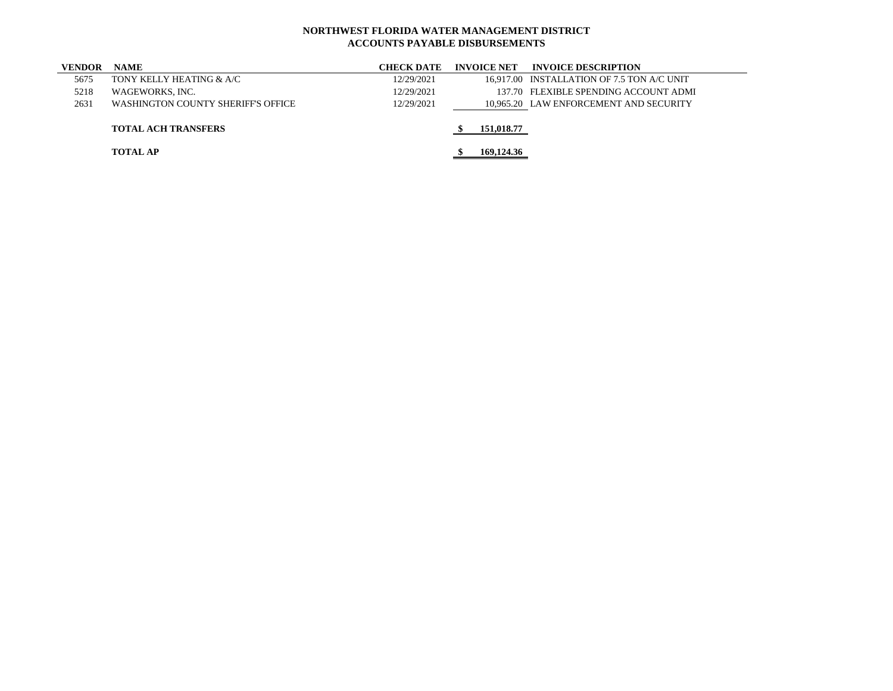**NORTHWEST FLORIDA WATER MANAGEMENT DISTRICT**
**ACCOUNTS PAYABLE DISBURSEMENTS**

| VENDOR | NAME | CHECK DATE | INVOICE NET | INVOICE DESCRIPTION |
|---|---|---|---|---|
| 5675 | TONY KELLY HEATING & A/C | 12/29/2021 | 16,917.00 | INSTALLATION OF 7.5 TON A/C UNIT |
| 5218 | WAGEWORKS, INC. | 12/29/2021 | 137.70 | FLEXIBLE SPENDING ACCOUNT ADMI |
| 2631 | WASHINGTON COUNTY SHERIFF'S OFFICE | 12/29/2021 | 10,965.20 | LAW ENFORCEMENT AND SECURITY |
| | **TOTAL ACH TRANSFERS** | | **$ 151,018.77** | |
| | **TOTAL AP** | | **$ 169,124.36** | |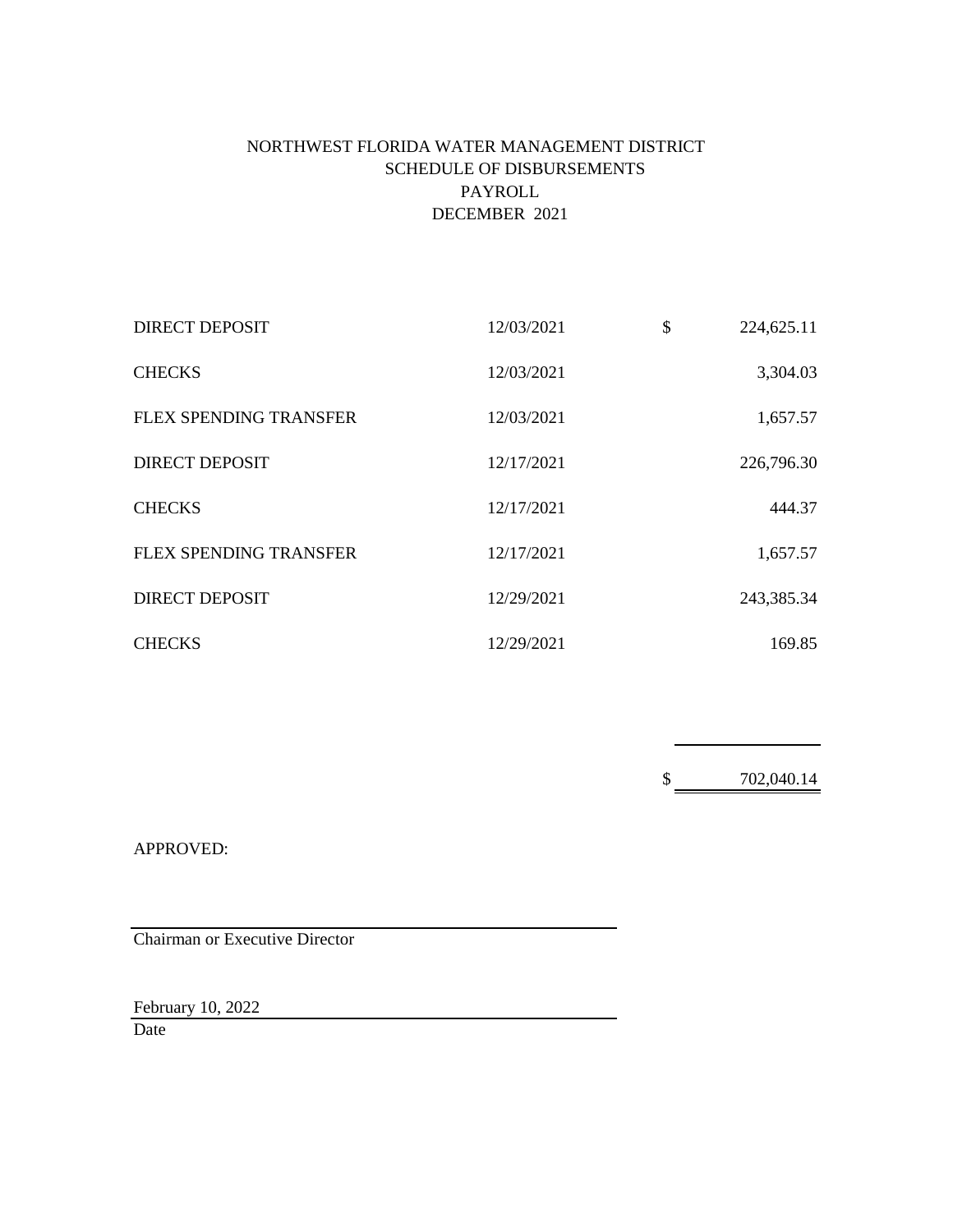# NORTHWEST FLORIDA WATER MANAGEMENT DISTRICT
## SCHEDULE OF DISBURSEMENTS
## PAYROLL
## DECEMBER 2021

| | | | |
|---|---|---|---|
| DIRECT DEPOSIT | 12/03/2021 | $ | 224,625.11 |
| CHECKS | 12/03/2021 | | 3,304.03 |
| FLEX SPENDING TRANSFER | 12/03/2021 | | 1,657.57 |
| DIRECT DEPOSIT | 12/17/2021 | | 226,796.30 |
| CHECKS | 12/17/2021 | | 444.37 |
| FLEX SPENDING TRANSFER | 12/17/2021 | | 1,657.57 |
| DIRECT DEPOSIT | 12/29/2021 | | 243,385.34 |
| CHECKS | 12/29/2021 | | 169.85 |
| | | $ | 702,040.14 |

APPROVED:

______________________________
Chairman or Executive Director

February 10, 2022
Date